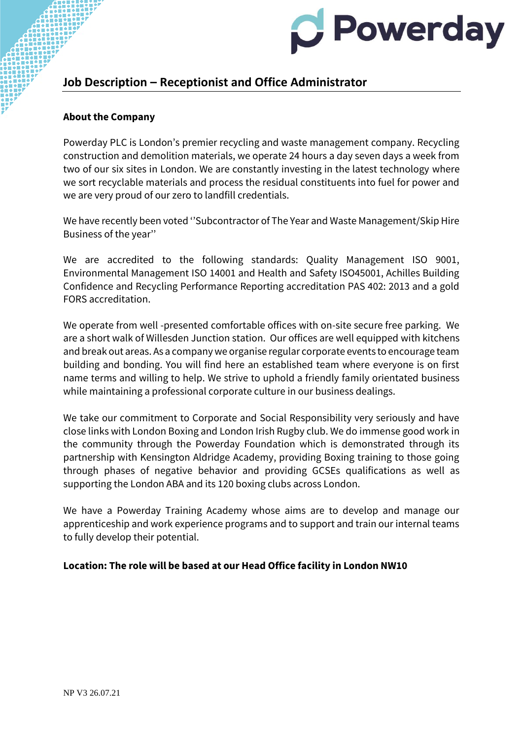## Job Description – Receptionist and Office Administrator

**About the Company**

Powerday PLC is London's premier recycling and waste management company. Recycling construction and demolition materials, we operate 24 hours a day seven days a week from two of our six sites in London. We are constantly investing in the latest technology where we sort recyclable materials and process the residual constituents into fuel for power and we are very proud of our zero to landfill credentials.

We have recently been voted ''Subcontractor of The Year and Waste Management/Skip Hire Business of the year''

We are accredited to the following standards: Quality Management ISO 9001, Environmental Management ISO 14001 and Health and Safety ISO45001, Achilles Building Confidence and Recycling Performance Reporting accreditation PAS 402: 2013 and a gold FORS accreditation.

We operate from well -presented comfortable offices with on-site secure free parking. We are a short walk of Willesden Junction station. Our offices are well equipped with kitchens and break out areas. As a company we organise regular corporate events to encourage team building and bonding. You will find here an established team where everyone is on first name terms and willing to help. We strive to uphold a friendly family orientated business while maintaining a professional corporate culture in our business dealings.

We take our commitment to Corporate and Social Responsibility very seriously and have close links with London Boxing and London Irish Rugby club. We do immense good work in the community through the Powerday Foundation which is demonstrated through its partnership with Kensington Aldridge Academy, providing Boxing training to those going through phases of negative behavior and providing GCSEs qualifications as well as supporting the London ABA and its 120 boxing clubs across London.

We have a Powerday Training Academy whose aims are to develop and manage our apprenticeship and work experience programs and to support and train our internal teams to fully develop their potential.

**Location: The role will be based at our Head Office facility in London NW10**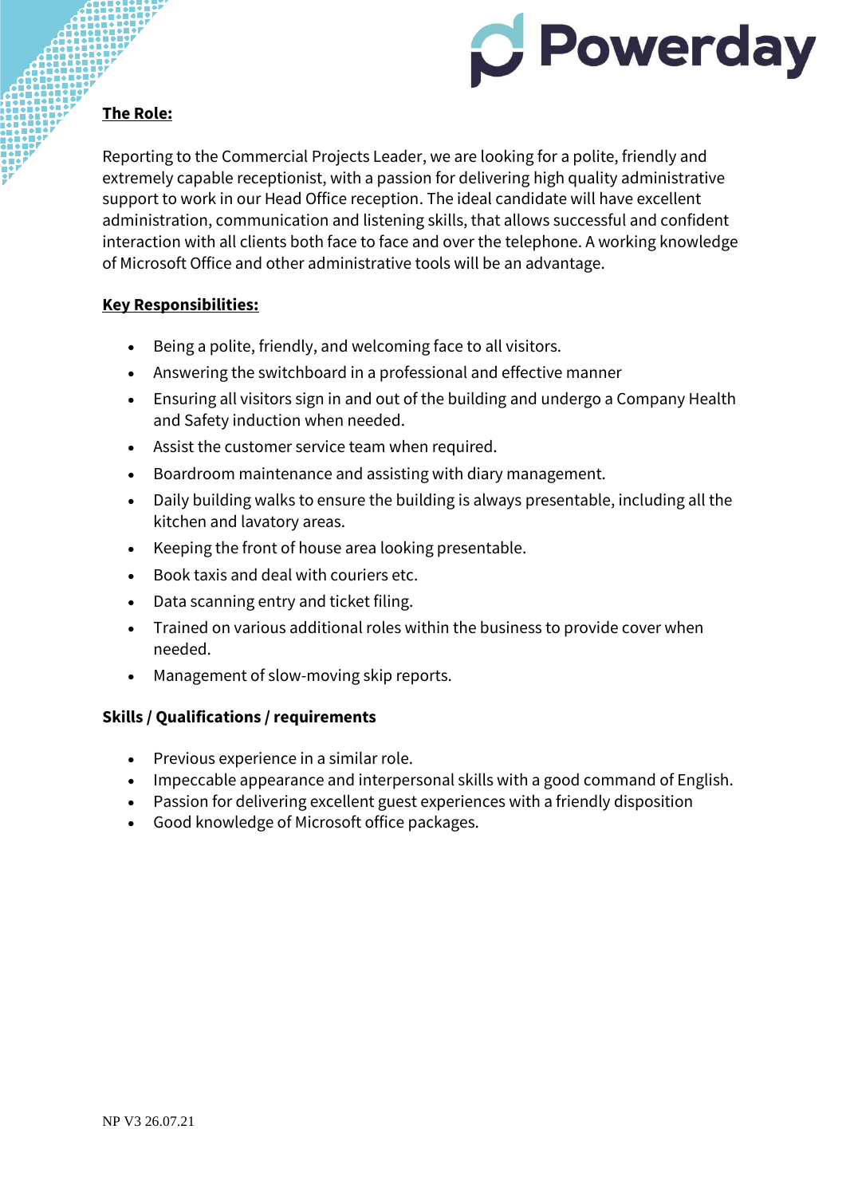## The Role:

Reporting to the Commercial Projects Leader, we are looking for a polite, friendly and extremely capable receptionist, with a passion for delivering high quality administrative support to work in our Head Office reception. The ideal candidate will have excellent administration, communication and listening skills, that allows successful and confident interaction with all clients both face to face and over the telephone. A working knowledge of Microsoft Office and other administrative tools will be an advantage.

## Key Responsibilities:

- Being a polite, friendly, and welcoming face to all visitors.
- Answering the switchboard in a professional and effective manner
- Ensuring all visitors sign in and out of the building and undergo a Company Health and Safety induction when needed.
- Assist the customer service team when required.
- Boardroom maintenance and assisting with diary management.
- Daily building walks to ensure the building is always presentable, including all the kitchen and lavatory areas.
- Keeping the front of house area looking presentable.
- Book taxis and deal with couriers etc.
- Data scanning entry and ticket filing.
- Trained on various additional roles within the business to provide cover when needed.
- Management of slow-moving skip reports.

## Skills / Qualifications / requirements

- Previous experience in a similar role.
- Impeccable appearance and interpersonal skills with a good command of English.
- Passion for delivering excellent guest experiences with a friendly disposition
- Good knowledge of Microsoft office packages.

NP V3 26.07.21